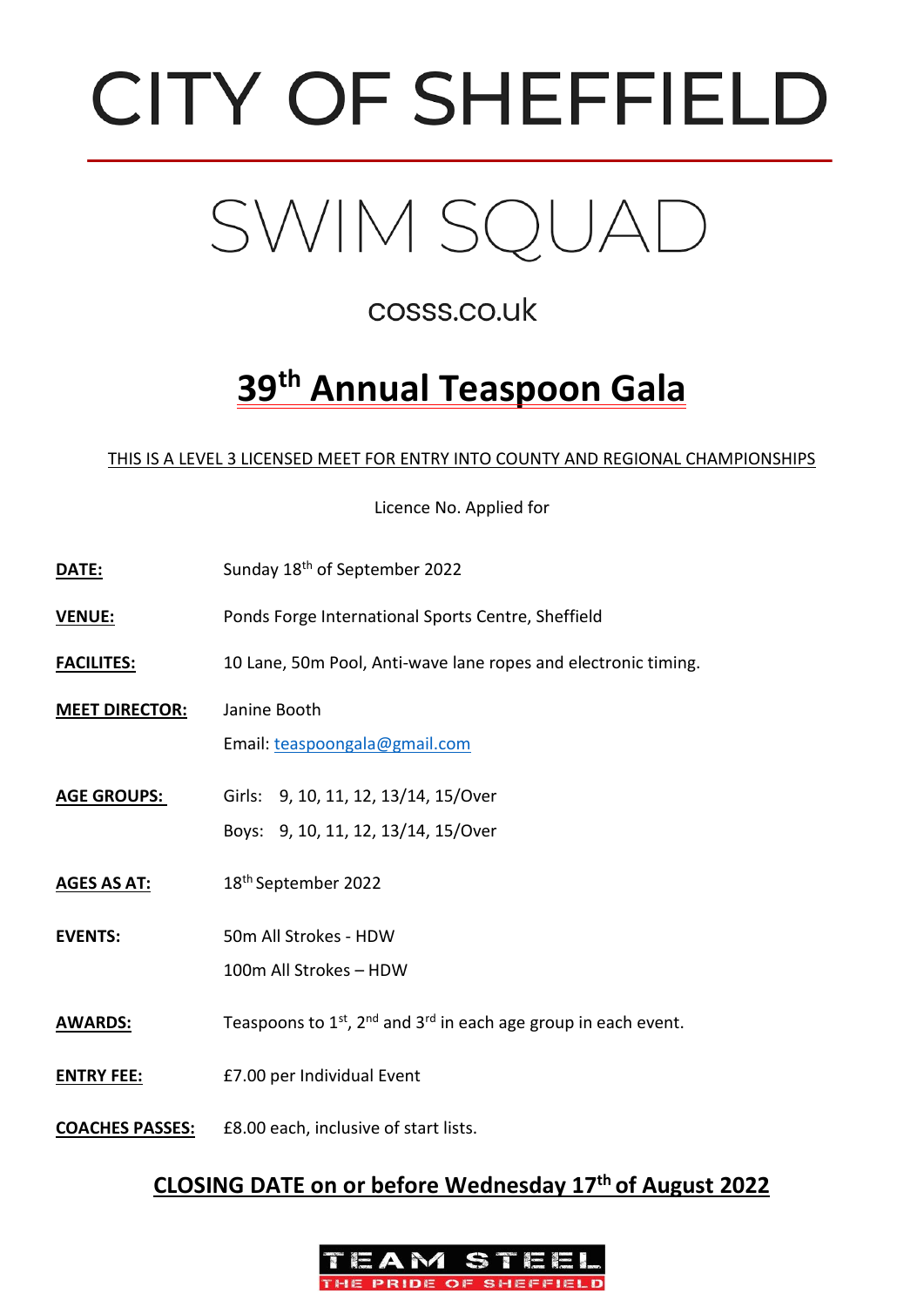# CITY OF SHEFFIELD

# SWIM SQUAD

cosss.co.uk

## 39th Annual Teaspoon Gala

THIS IS A LEVEL 3 LICENSED MEET FOR ENTRY INTO COUNTY AND REGIONAL CHAMPIONSHIPS

Licence No. Applied for

**DATE:** Sunday 18th of September 2022

**VENUE:** Ponds Forge International Sports Centre, Sheffield

**FACILITES:** 10 Lane, 50m Pool, Anti-wave lane ropes and electronic timing.

**MEET DIRECTOR:** Janine Booth
Email: teaspoongala@gmail.com

**AGE GROUPS:** Girls: 9, 10, 11, 12, 13/14, 15/Over
Boys: 9, 10, 11, 12, 13/14, 15/Over

**AGES AS AT:** 18th September 2022

**EVENTS:** 50m All Strokes - HDW
100m All Strokes – HDW

**AWARDS:** Teaspoons to 1st, 2nd and 3rd in each age group in each event.

**ENTRY FEE:** £7.00 per Individual Event

**COACHES PASSES:** £8.00 each, inclusive of start lists.

**CLOSING DATE on or before Wednesday 17th of August 2022**

TEAM STEEL
THE PRIDE OF SHEFFIELD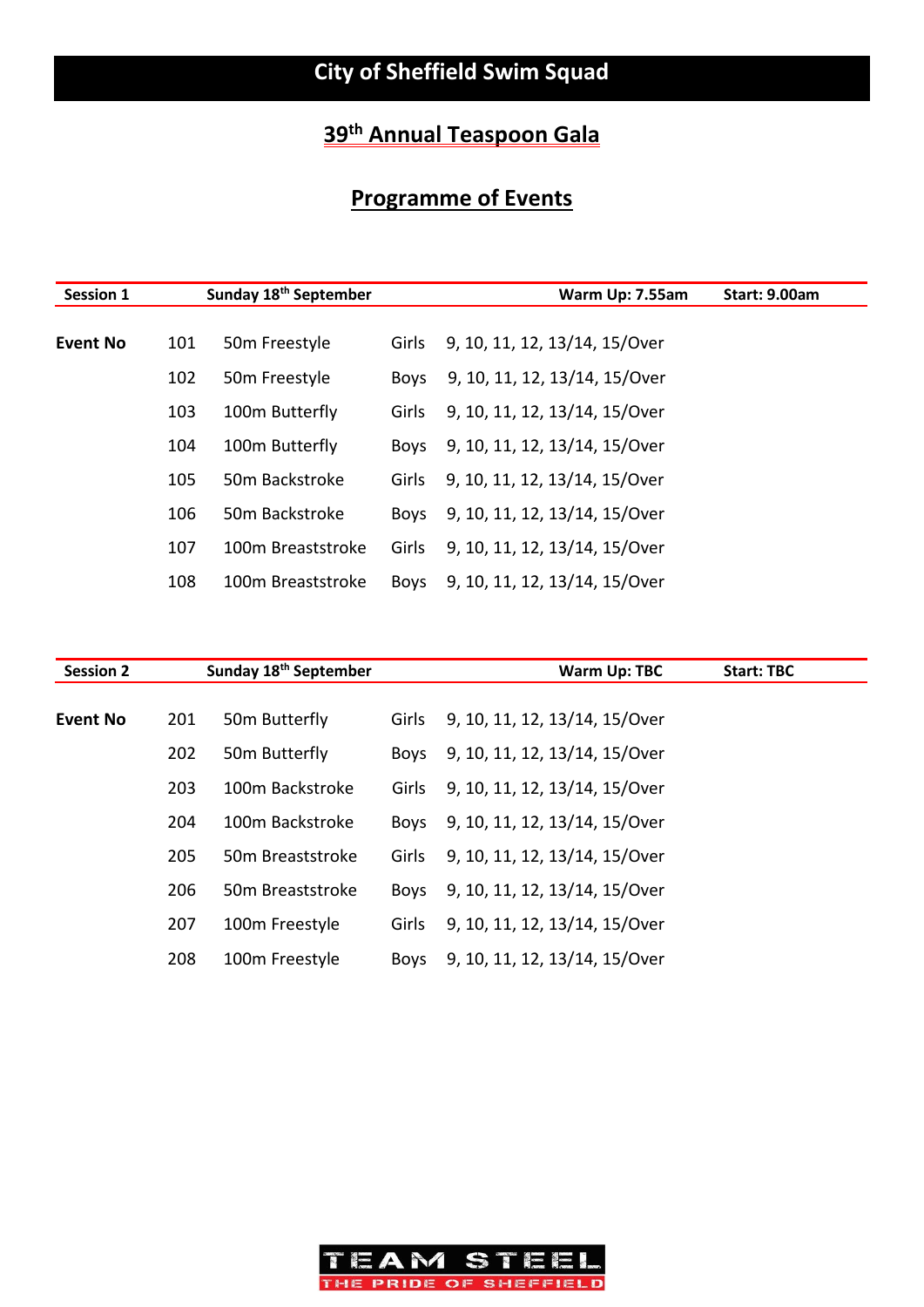# City of Sheffield Swim Squad

## 39th Annual Teaspoon Gala

## Programme of Events

| Session 1 | Sunday 18th September | | | Warm Up: 7.55am | Start: 9.00am |
|---|---|---|---|---|---|
| **Event No** | 101 | 50m Freestyle | Girls | 9, 10, 11, 12, 13/14, 15/Over | |
| | 102 | 50m Freestyle | Boys | 9, 10, 11, 12, 13/14, 15/Over | |
| | 103 | 100m Butterfly | Girls | 9, 10, 11, 12, 13/14, 15/Over | |
| | 104 | 100m Butterfly | Boys | 9, 10, 11, 12, 13/14, 15/Over | |
| | 105 | 50m Backstroke | Girls | 9, 10, 11, 12, 13/14, 15/Over | |
| | 106 | 50m Backstroke | Boys | 9, 10, 11, 12, 13/14, 15/Over | |
| | 107 | 100m Breaststroke | Girls | 9, 10, 11, 12, 13/14, 15/Over | |
| | 108 | 100m Breaststroke | Boys | 9, 10, 11, 12, 13/14, 15/Over | |

| Session 2 | Sunday 18th September | | | Warm Up: TBC | Start: TBC |
|---|---|---|---|---|---|
| **Event No** | 201 | 50m Butterfly | Girls | 9, 10, 11, 12, 13/14, 15/Over | |
| | 202 | 50m Butterfly | Boys | 9, 10, 11, 12, 13/14, 15/Over | |
| | 203 | 100m Backstroke | Girls | 9, 10, 11, 12, 13/14, 15/Over | |
| | 204 | 100m Backstroke | Boys | 9, 10, 11, 12, 13/14, 15/Over | |
| | 205 | 50m Breaststroke | Girls | 9, 10, 11, 12, 13/14, 15/Over | |
| | 206 | 50m Breaststroke | Boys | 9, 10, 11, 12, 13/14, 15/Over | |
| | 207 | 100m Freestyle | Girls | 9, 10, 11, 12, 13/14, 15/Over | |
| | 208 | 100m Freestyle | Boys | 9, 10, 11, 12, 13/14, 15/Over | |

TEAM STEEL
THE PRIDE OF SHEFFIELD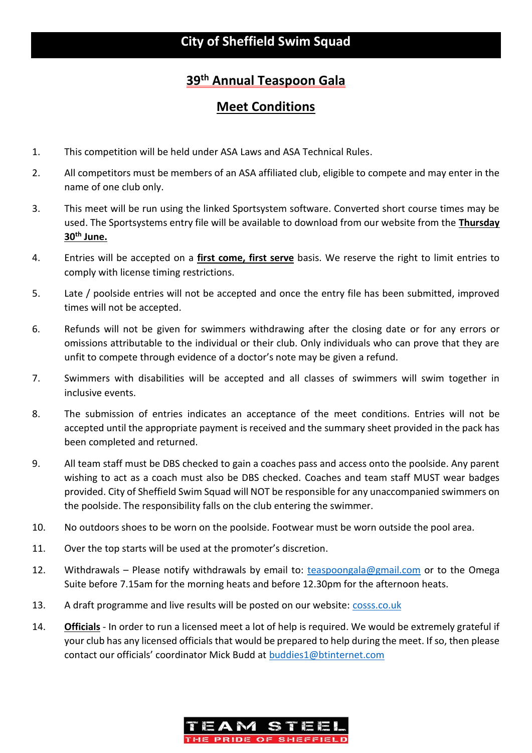# City of Sheffield Swim Squad

## 39th Annual Teaspoon Gala

## Meet Conditions

1. This competition will be held under ASA Laws and ASA Technical Rules.
2. All competitors must be members of an ASA affiliated club, eligible to compete and may enter in the name of one club only.
3. This meet will be run using the linked Sportsystem software. Converted short course times may be used. The Sportsystems entry file will be available to download from our website from the **Thursday 30th June.**
4. Entries will be accepted on a **first come, first serve** basis. We reserve the right to limit entries to comply with license timing restrictions.
5. Late / poolside entries will not be accepted and once the entry file has been submitted, improved times will not be accepted.
6. Refunds will not be given for swimmers withdrawing after the closing date or for any errors or omissions attributable to the individual or their club. Only individuals who can prove that they are unfit to compete through evidence of a doctor's note may be given a refund.
7. Swimmers with disabilities will be accepted and all classes of swimmers will swim together in inclusive events.
8. The submission of entries indicates an acceptance of the meet conditions. Entries will not be accepted until the appropriate payment is received and the summary sheet provided in the pack has been completed and returned.
9. All team staff must be DBS checked to gain a coaches pass and access onto the poolside. Any parent wishing to act as a coach must also be DBS checked. Coaches and team staff MUST wear badges provided. City of Sheffield Swim Squad will NOT be responsible for any unaccompanied swimmers on the poolside. The responsibility falls on the club entering the swimmer.
10. No outdoors shoes to be worn on the poolside. Footwear must be worn outside the pool area.
11. Over the top starts will be used at the promoter's discretion.
12. Withdrawals – Please notify withdrawals by email to: teaspoongala@gmail.com or to the Omega Suite before 7.15am for the morning heats and before 12.30pm for the afternoon heats.
13. A draft programme and live results will be posted on our website: cosss.co.uk
14. **Officials** - In order to run a licensed meet a lot of help is required. We would be extremely grateful if your club has any licensed officials that would be prepared to help during the meet. If so, then please contact our officials' coordinator Mick Budd at buddies1@btinternet.com

TEAM STEEL
THE PRIDE OF SHEFFIELD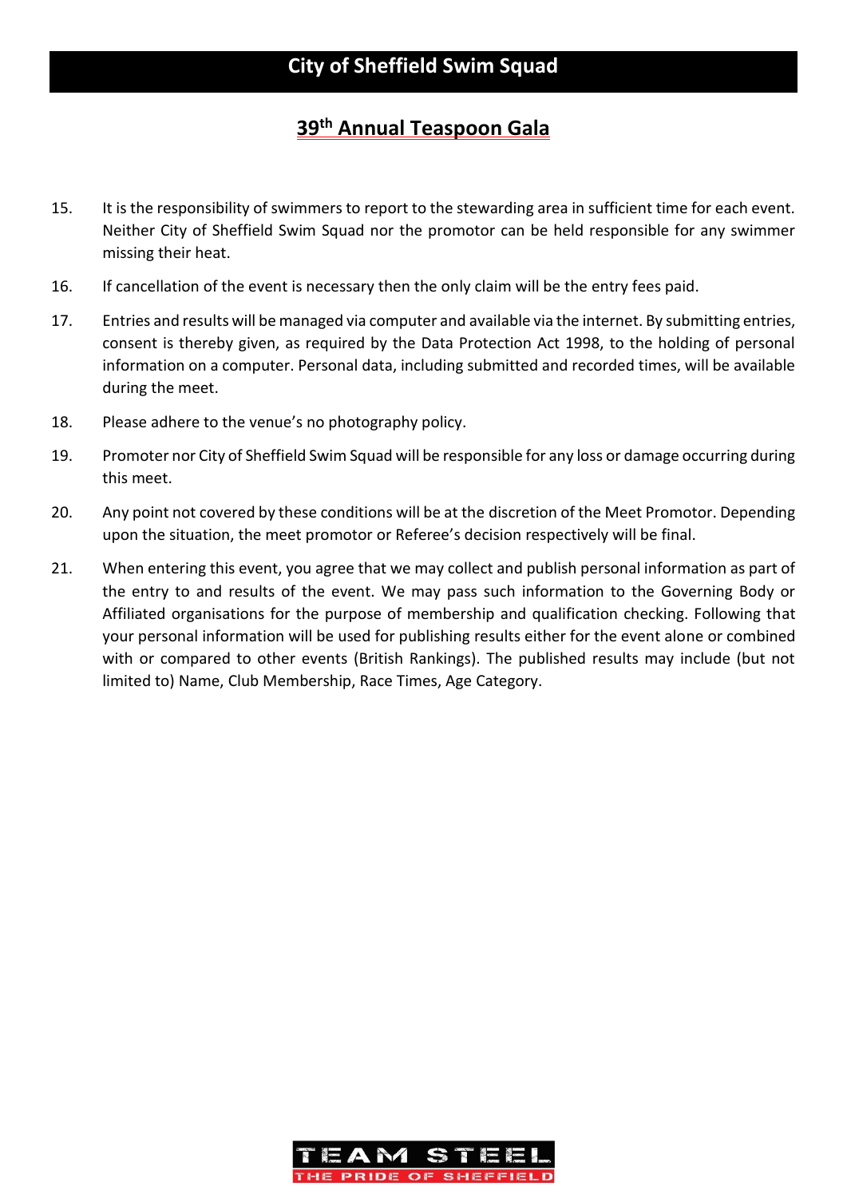15. It is the responsibility of swimmers to report to the stewarding area in sufficient time for each event. Neither City of Sheffield Swim Squad nor the promotor can be held responsible for any swimmer missing their heat.

16. If cancellation of the event is necessary then the only claim will be the entry fees paid.

17. Entries and results will be managed via computer and available via the internet. By submitting entries, consent is thereby given, as required by the Data Protection Act 1998, to the holding of personal information on a computer. Personal data, including submitted and recorded times, will be available during the meet.

18. Please adhere to the venue's no photography policy.

19. Promoter nor City of Sheffield Swim Squad will be responsible for any loss or damage occurring during this meet.

20. Any point not covered by these conditions will be at the discretion of the Meet Promotor. Depending upon the situation, the meet promotor or Referee's decision respectively will be final.

21. When entering this event, you agree that we may collect and publish personal information as part of the entry to and results of the event. We may pass such information to the Governing Body or Affiliated organisations for the purpose of membership and qualification checking. Following that your personal information will be used for publishing results either for the event alone or combined with or compared to other events (British Rankings). The published results may include (but not limited to) Name, Club Membership, Race Times, Age Category.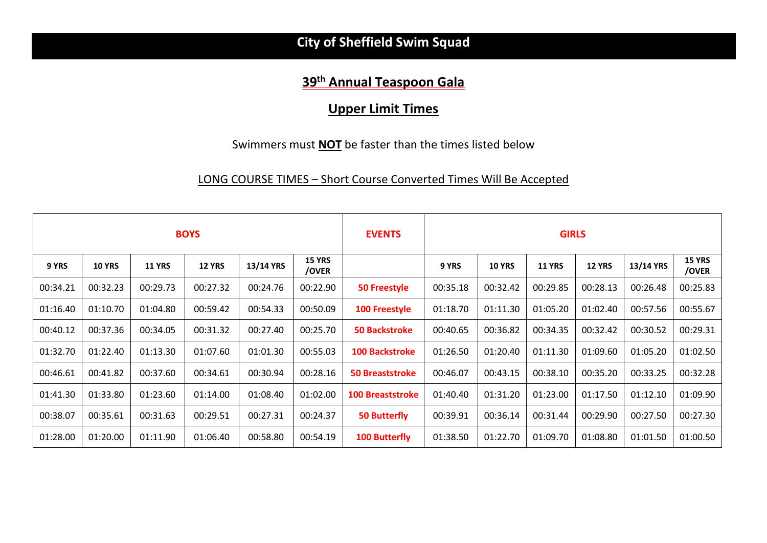# City of Sheffield Swim Squad

## 39th Annual Teaspoon Gala

## Upper Limit Times

Swimmers must **NOT** be faster than the times listed below

LONG COURSE TIMES – Short Course Converted Times Will Be Accepted

| **BOYS** | | | | | | **EVENTS** | **GIRLS** | | | | | |
|---|---|---|---|---|---|---|---|---|---|---|---|---|
| **9 YRS** | **10 YRS** | **11 YRS** | **12 YRS** | **13/14 YRS** | **15 YRS /OVER** | | **9 YRS** | **10 YRS** | **11 YRS** | **12 YRS** | **13/14 YRS** | **15 YRS /OVER** |
| 00:34.21 | 00:32.23 | 00:29.73 | 00:27.32 | 00:24.76 | 00:22.90 | **50 Freestyle** | 00:35.18 | 00:32.42 | 00:29.85 | 00:28.13 | 00:26.48 | 00:25.83 |
| 01:16.40 | 01:10.70 | 01:04.80 | 00:59.42 | 00:54.33 | 00:50.09 | **100 Freestyle** | 01:18.70 | 01:11.30 | 01:05.20 | 01:02.40 | 00:57.56 | 00:55.67 |
| 00:40.12 | 00:37.36 | 00:34.05 | 00:31.32 | 00:27.40 | 00:25.70 | **50 Backstroke** | 00:40.65 | 00:36.82 | 00:34.35 | 00:32.42 | 00:30.52 | 00:29.31 |
| 01:32.70 | 01:22.40 | 01:13.30 | 01:07.60 | 01:01.30 | 00:55.03 | **100 Backstroke** | 01:26.50 | 01:20.40 | 01:11.30 | 01:09.60 | 01:05.20 | 01:02.50 |
| 00:46.61 | 00:41.82 | 00:37.60 | 00:34.61 | 00:30.94 | 00:28.16 | **50 Breaststroke** | 00:46.07 | 00:43.15 | 00:38.10 | 00:35.20 | 00:33.25 | 00:32.28 |
| 01:41.30 | 01:33.80 | 01:23.60 | 01:14.00 | 01:08.40 | 01:02.00 | **100 Breaststroke** | 01:40.40 | 01:31.20 | 01:23.00 | 01:17.50 | 01:12.10 | 01:09.90 |
| 00:38.07 | 00:35.61 | 00:31.63 | 00:29.51 | 00:27.31 | 00:24.37 | **50 Butterfly** | 00:39.91 | 00:36.14 | 00:31.44 | 00:29.90 | 00:27.50 | 00:27.30 |
| 01:28.00 | 01:20.00 | 01:11.90 | 01:06.40 | 00:58.80 | 00:54.19 | **100 Butterfly** | 01:38.50 | 01:22.70 | 01:09.70 | 01:08.80 | 01:01.50 | 01:00.50 |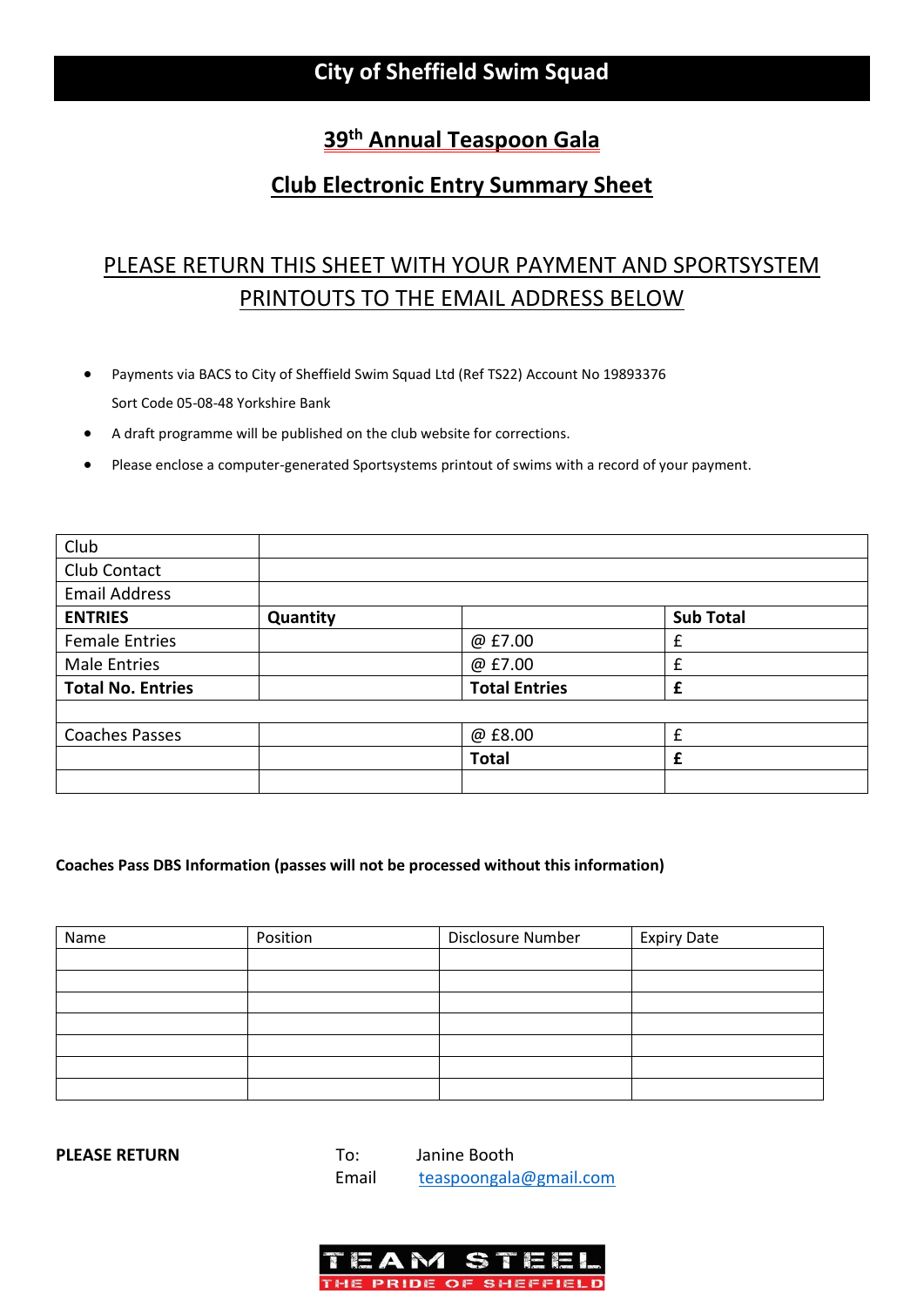# City of Sheffield Swim Squad

## 39th Annual Teaspoon Gala

## Club Electronic Entry Summary Sheet

PLEASE RETURN THIS SHEET WITH YOUR PAYMENT AND SPORTSYSTEM PRINTOUTS TO THE EMAIL ADDRESS BELOW

- Payments via BACS to City of Sheffield Swim Squad Ltd (Ref TS22) Account No 19893376
  Sort Code 05-08-48 Yorkshire Bank
- A draft programme will be published on the club website for corrections.
- Please enclose a computer-generated Sportsystems printout of swims with a record of your payment.

| | | | |
|---|---|---|---|
| Club | | | |
| Club Contact | | | |
| Email Address | | | |
| **ENTRIES** | **Quantity** | | **Sub Total** |
| Female Entries | | @ £7.00 | £ |
| Male Entries | | @ £7.00 | £ |
| **Total No. Entries** | | **Total Entries** | **£** |
| | | | |
| Coaches Passes | | @ £8.00 | £ |
| | | **Total** | **£** |
| | | | |

**Coaches Pass DBS Information (passes will not be processed without this information)**

| Name | Position | Disclosure Number | Expiry Date |
|---|---|---|---|
| | | | |
| | | | |
| | | | |
| | | | |
| | | | |
| | | | |
| | | | |

**PLEASE RETURN** To: Janine Booth
Email teaspoongala@gmail.com

TEAM STEEL
THE PRIDE OF SHEFFIELD